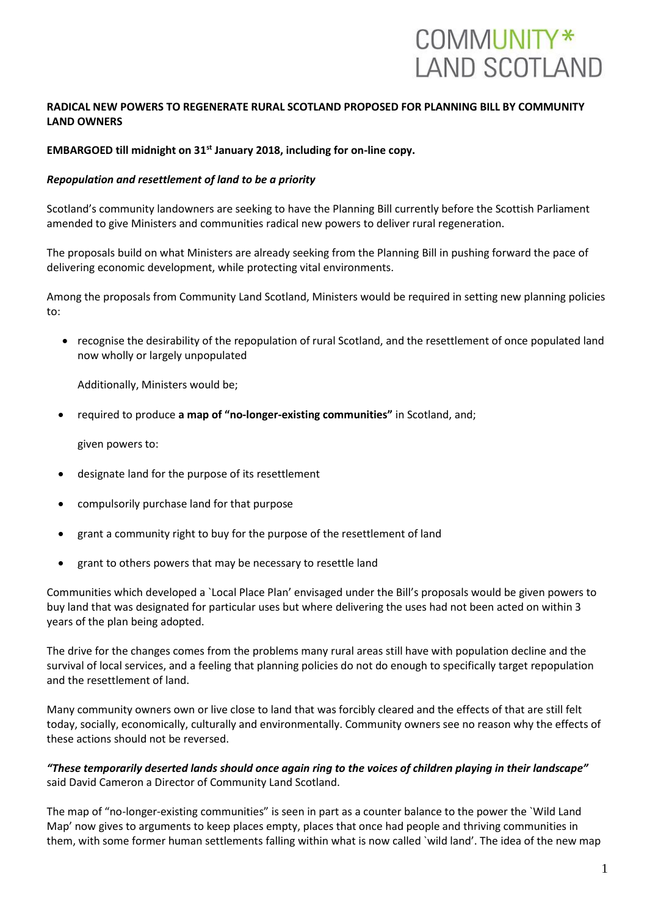COMMUNITY*
LAND SCOTLAND

**RADICAL NEW POWERS TO REGENERATE RURAL SCOTLAND PROPOSED FOR PLANNING BILL BY COMMUNITY LAND OWNERS**

**EMBARGOED till midnight on 31st January 2018, including for on-line copy.**

***Repopulation and resettlement of land to be a priority***

Scotland's community landowners are seeking to have the Planning Bill currently before the Scottish Parliament amended to give Ministers and communities radical new powers to deliver rural regeneration.

The proposals build on what Ministers are already seeking from the Planning Bill in pushing forward the pace of delivering economic development, while protecting vital environments.

Among the proposals from Community Land Scotland, Ministers would be required in setting new planning policies to:

- recognise the desirability of the repopulation of rural Scotland, and the resettlement of once populated land now wholly or largely unpopulated

  Additionally, Ministers would be;

- required to produce **a map of "no-longer-existing communities"** in Scotland, and;

  given powers to:

- designate land for the purpose of its resettlement
- compulsorily purchase land for that purpose
- grant a community right to buy for the purpose of the resettlement of land
- grant to others powers that may be necessary to resettle land

Communities which developed a `Local Place Plan' envisaged under the Bill's proposals would be given powers to buy land that was designated for particular uses but where delivering the uses had not been acted on within 3 years of the plan being adopted.

The drive for the changes comes from the problems many rural areas still have with population decline and the survival of local services, and a feeling that planning policies do not do enough to specifically target repopulation and the resettlement of land.

Many community owners own or live close to land that was forcibly cleared and the effects of that are still felt today, socially, economically, culturally and environmentally. Community owners see no reason why the effects of these actions should not be reversed.

***"These temporarily deserted lands should once again ring to the voices of children playing in their landscape"*** said David Cameron a Director of Community Land Scotland.

The map of "no-longer-existing communities" is seen in part as a counter balance to the power the `Wild Land Map' now gives to arguments to keep places empty, places that once had people and thriving communities in them, with some former human settlements falling within what is now called `wild land'. The idea of the new map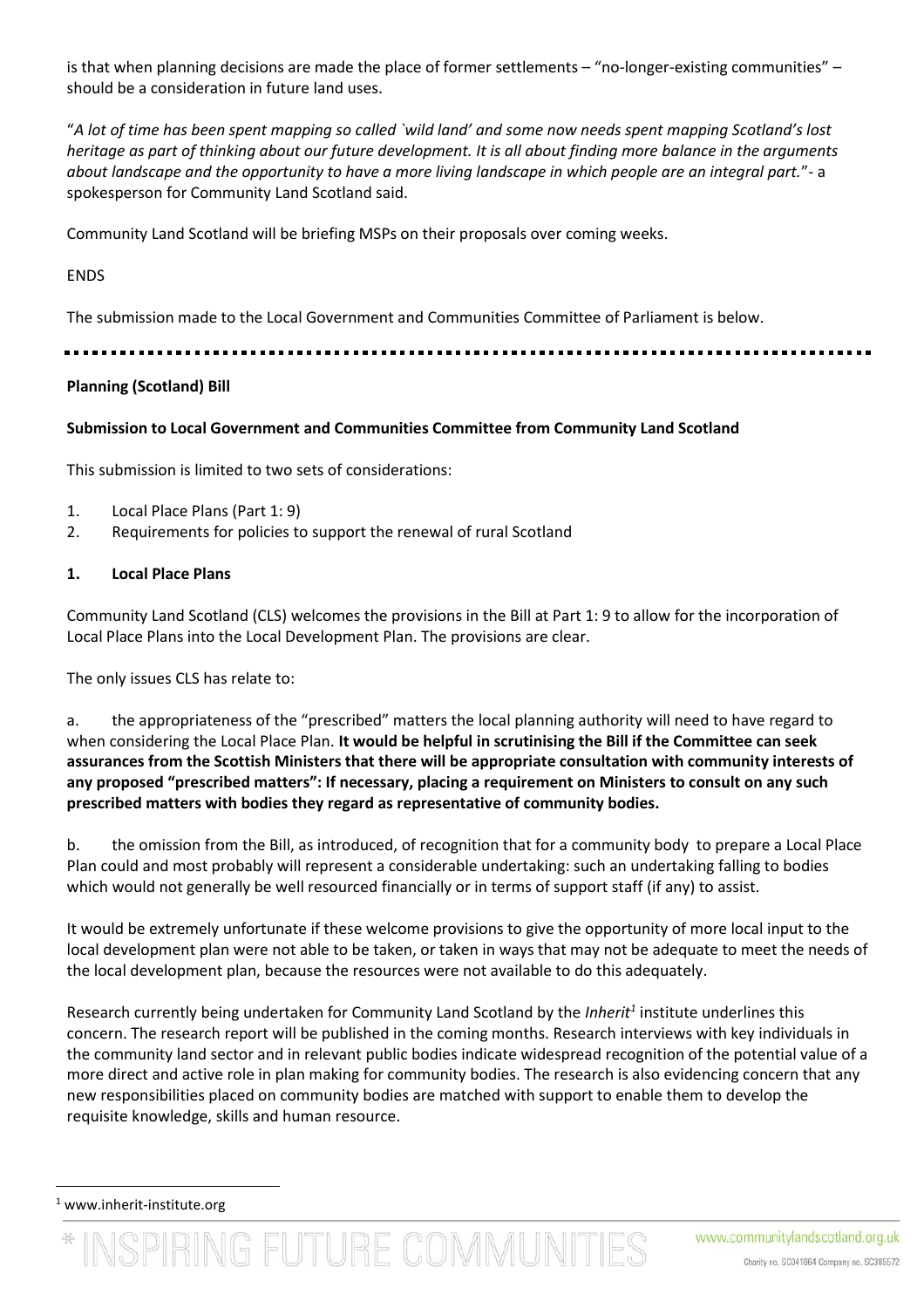is that when planning decisions are made the place of former settlements – "no-longer-existing communities" – should be a consideration in future land uses.

"*A lot of time has been spent mapping so called `wild land' and some now needs spent mapping Scotland's lost heritage as part of thinking about our future development. It is all about finding more balance in the arguments about landscape and the opportunity to have a more living landscape in which people are an integral part.*"- a spokesperson for Community Land Scotland said.

Community Land Scotland will be briefing MSPs on their proposals over coming weeks.

ENDS

The submission made to the Local Government and Communities Committee of Parliament is below.

---

**Planning (Scotland) Bill**

**Submission to Local Government and Communities Committee from Community Land Scotland**

This submission is limited to two sets of considerations:

1. Local Place Plans (Part 1: 9)
2. Requirements for policies to support the renewal of rural Scotland

**1. Local Place Plans**

Community Land Scotland (CLS) welcomes the provisions in the Bill at Part 1: 9 to allow for the incorporation of Local Place Plans into the Local Development Plan. The provisions are clear.

The only issues CLS has relate to:

a. the appropriateness of the "prescribed" matters the local planning authority will need to have regard to when considering the Local Place Plan. **It would be helpful in scrutinising the Bill if the Committee can seek assurances from the Scottish Ministers that there will be appropriate consultation with community interests of any proposed "prescribed matters": If necessary, placing a requirement on Ministers to consult on any such prescribed matters with bodies they regard as representative of community bodies.**

b. the omission from the Bill, as introduced, of recognition that for a community body to prepare a Local Place Plan could and most probably will represent a considerable undertaking: such an undertaking falling to bodies which would not generally be well resourced financially or in terms of support staff (if any) to assist.

It would be extremely unfortunate if these welcome provisions to give the opportunity of more local input to the local development plan were not able to be taken, or taken in ways that may not be adequate to meet the needs of the local development plan, because the resources were not available to do this adequately.

Research currently being undertaken for Community Land Scotland by the *Inherit*[1] institute underlines this concern. The research report will be published in the coming months. Research interviews with key individuals in the community land sector and in relevant public bodies indicate widespread recognition of the potential value of a more direct and active role in plan making for community bodies. The research is also evidencing concern that any new responsibilities placed on community bodies are matched with support to enable them to develop the requisite knowledge, skills and human resource.

[1] www.inherit-institute.org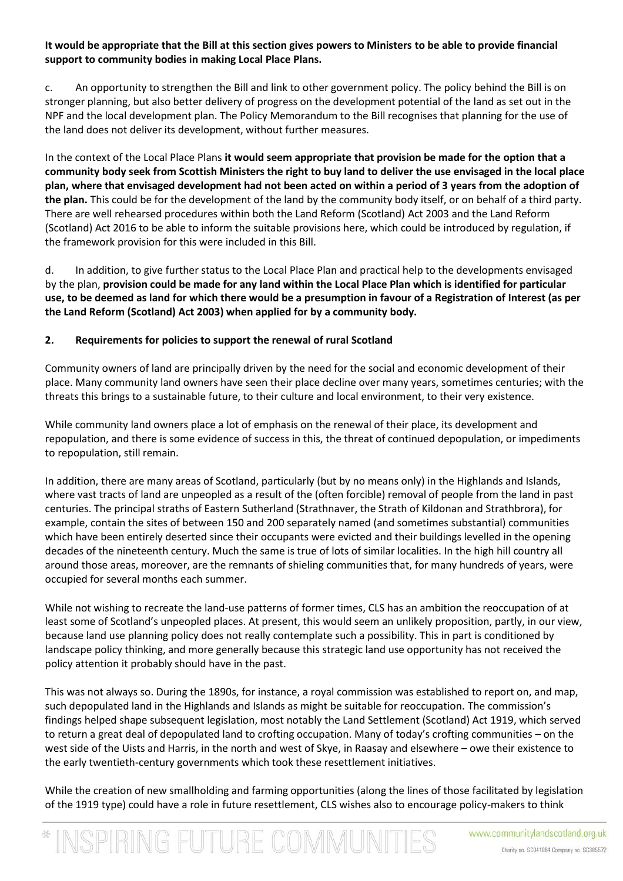**It would be appropriate that the Bill at this section gives powers to Ministers to be able to provide financial support to community bodies in making Local Place Plans.**

c. An opportunity to strengthen the Bill and link to other government policy. The policy behind the Bill is on stronger planning, but also better delivery of progress on the development potential of the land as set out in the NPF and the local development plan. The Policy Memorandum to the Bill recognises that planning for the use of the land does not deliver its development, without further measures.

In the context of the Local Place Plans **it would seem appropriate that provision be made for the option that a community body seek from Scottish Ministers the right to buy land to deliver the use envisaged in the local place plan, where that envisaged development had not been acted on within a period of 3 years from the adoption of the plan.** This could be for the development of the land by the community body itself, or on behalf of a third party. There are well rehearsed procedures within both the Land Reform (Scotland) Act 2003 and the Land Reform (Scotland) Act 2016 to be able to inform the suitable provisions here, which could be introduced by regulation, if the framework provision for this were included in this Bill.

d. In addition, to give further status to the Local Place Plan and practical help to the developments envisaged by the plan, **provision could be made for any land within the Local Place Plan which is identified for particular use, to be deemed as land for which there would be a presumption in favour of a Registration of Interest (as per the Land Reform (Scotland) Act 2003) when applied for by a community body.**

## 2. Requirements for policies to support the renewal of rural Scotland

Community owners of land are principally driven by the need for the social and economic development of their place. Many community land owners have seen their place decline over many years, sometimes centuries; with the threats this brings to a sustainable future, to their culture and local environment, to their very existence.

While community land owners place a lot of emphasis on the renewal of their place, its development and repopulation, and there is some evidence of success in this, the threat of continued depopulation, or impediments to repopulation, still remain.

In addition, there are many areas of Scotland, particularly (but by no means only) in the Highlands and Islands, where vast tracts of land are unpeopled as a result of the (often forcible) removal of people from the land in past centuries. The principal straths of Eastern Sutherland (Strathnaver, the Strath of Kildonan and Strathbrora), for example, contain the sites of between 150 and 200 separately named (and sometimes substantial) communities which have been entirely deserted since their occupants were evicted and their buildings levelled in the opening decades of the nineteenth century. Much the same is true of lots of similar localities. In the high hill country all around those areas, moreover, are the remnants of shieling communities that, for many hundreds of years, were occupied for several months each summer.

While not wishing to recreate the land-use patterns of former times, CLS has an ambition the reoccupation of at least some of Scotland's unpeopled places. At present, this would seem an unlikely proposition, partly, in our view, because land use planning policy does not really contemplate such a possibility. This in part is conditioned by landscape policy thinking, and more generally because this strategic land use opportunity has not received the policy attention it probably should have in the past.

This was not always so. During the 1890s, for instance, a royal commission was established to report on, and map, such depopulated land in the Highlands and Islands as might be suitable for reoccupation. The commission's findings helped shape subsequent legislation, most notably the Land Settlement (Scotland) Act 1919, which served to return a great deal of depopulated land to crofting occupation. Many of today's crofting communities – on the west side of the Uists and Harris, in the north and west of Skye, in Raasay and elsewhere – owe their existence to the early twentieth-century governments which took these resettlement initiatives.

While the creation of new smallholding and farming opportunities (along the lines of those facilitated by legislation of the 1919 type) could have a role in future resettlement, CLS wishes also to encourage policy-makers to think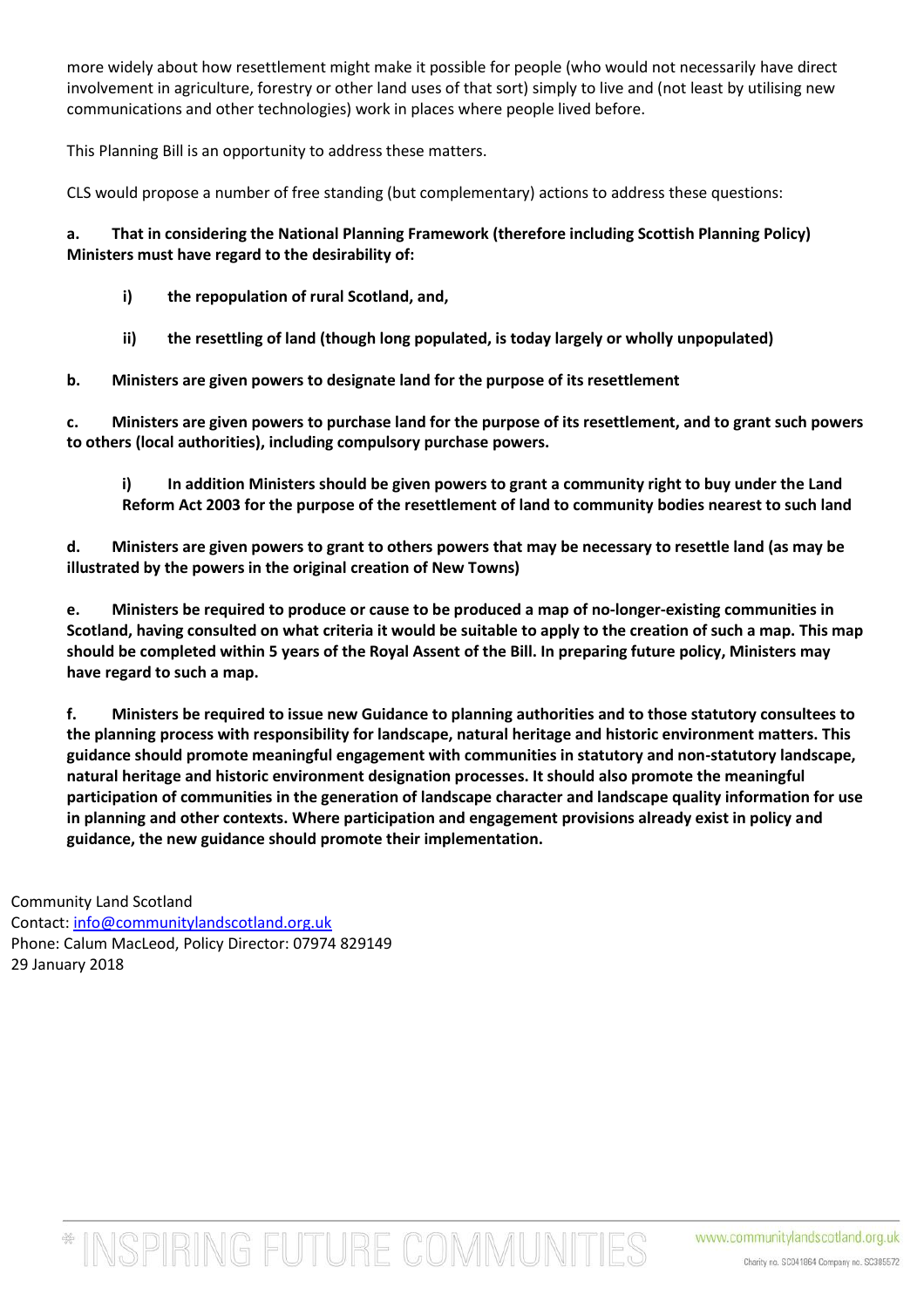more widely about how resettlement might make it possible for people (who would not necessarily have direct involvement in agriculture, forestry or other land uses of that sort) simply to live and (not least by utilising new communications and other technologies) work in places where people lived before.

This Planning Bill is an opportunity to address these matters.

CLS would propose a number of free standing (but complementary) actions to address these questions:

**a. That in considering the National Planning Framework (therefore including Scottish Planning Policy) Ministers must have regard to the desirability of:**

> **i) the repopulation of rural Scotland, and,**
>
> **ii) the resettling of land (though long populated, is today largely or wholly unpopulated)**

**b. Ministers are given powers to designate land for the purpose of its resettlement**

**c. Ministers are given powers to purchase land for the purpose of its resettlement, and to grant such powers to others (local authorities), including compulsory purchase powers.**

> **i) In addition Ministers should be given powers to grant a community right to buy under the Land Reform Act 2003 for the purpose of the resettlement of land to community bodies nearest to such land**

**d. Ministers are given powers to grant to others powers that may be necessary to resettle land (as may be illustrated by the powers in the original creation of New Towns)**

**e. Ministers be required to produce or cause to be produced a map of no-longer-existing communities in Scotland, having consulted on what criteria it would be suitable to apply to the creation of such a map. This map should be completed within 5 years of the Royal Assent of the Bill. In preparing future policy, Ministers may have regard to such a map.**

**f. Ministers be required to issue new Guidance to planning authorities and to those statutory consultees to the planning process with responsibility for landscape, natural heritage and historic environment matters. This guidance should promote meaningful engagement with communities in statutory and non-statutory landscape, natural heritage and historic environment designation processes. It should also promote the meaningful participation of communities in the generation of landscape character and landscape quality information for use in planning and other contexts. Where participation and engagement provisions already exist in policy and guidance, the new guidance should promote their implementation.**

Community Land Scotland
Contact: info@communitylandscotland.org.uk
Phone: Calum MacLeod, Policy Director: 07974 829149
29 January 2018